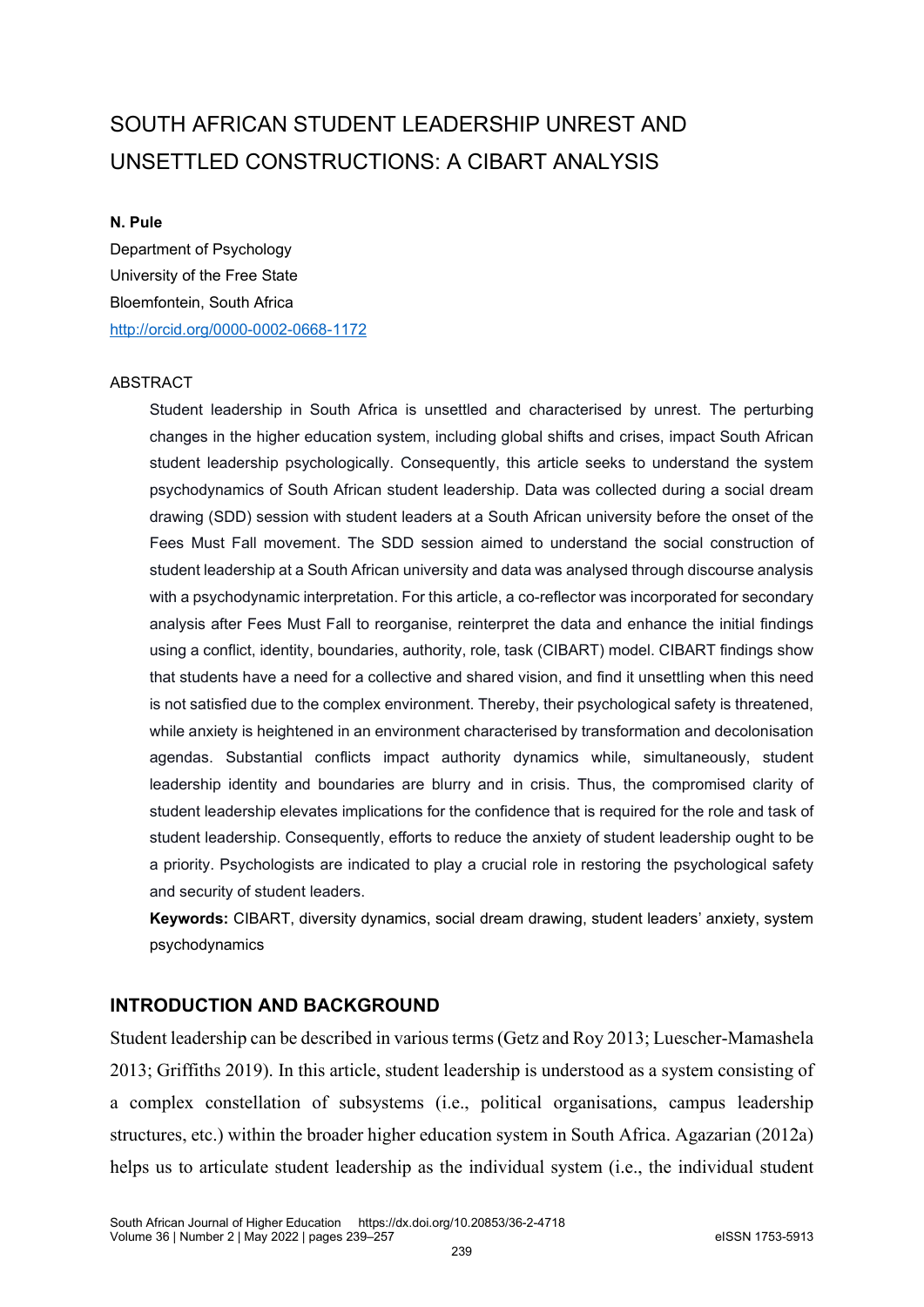# SOUTH AFRICAN STUDENT LEADERSHIP UNREST AND UNSETTLED CONSTRUCTIONS: A CIBART ANALYSIS

**N. Pule**
Department of Psychology
University of the Free State
Bloemfontein, South Africa
http://orcid.org/0000-0002-0668-1172

ABSTRACT

Student leadership in South Africa is unsettled and characterised by unrest. The perturbing changes in the higher education system, including global shifts and crises, impact South African student leadership psychologically. Consequently, this article seeks to understand the system psychodynamics of South African student leadership. Data was collected during a social dream drawing (SDD) session with student leaders at a South African university before the onset of the Fees Must Fall movement. The SDD session aimed to understand the social construction of student leadership at a South African university and data was analysed through discourse analysis with a psychodynamic interpretation. For this article, a co-reflector was incorporated for secondary analysis after Fees Must Fall to reorganise, reinterpret the data and enhance the initial findings using a conflict, identity, boundaries, authority, role, task (CIBART) model. CIBART findings show that students have a need for a collective and shared vision, and find it unsettling when this need is not satisfied due to the complex environment. Thereby, their psychological safety is threatened, while anxiety is heightened in an environment characterised by transformation and decolonisation agendas. Substantial conflicts impact authority dynamics while, simultaneously, student leadership identity and boundaries are blurry and in crisis. Thus, the compromised clarity of student leadership elevates implications for the confidence that is required for the role and task of student leadership. Consequently, efforts to reduce the anxiety of student leadership ought to be a priority. Psychologists are indicated to play a crucial role in restoring the psychological safety and security of student leaders.

**Keywords:** CIBART, diversity dynamics, social dream drawing, student leaders' anxiety, system psychodynamics

## INTRODUCTION AND BACKGROUND

Student leadership can be described in various terms (Getz and Roy 2013; Luescher-Mamashela 2013; Griffiths 2019). In this article, student leadership is understood as a system consisting of a complex constellation of subsystems (i.e., political organisations, campus leadership structures, etc.) within the broader higher education system in South Africa. Agazarian (2012a) helps us to articulate student leadership as the individual system (i.e., the individual student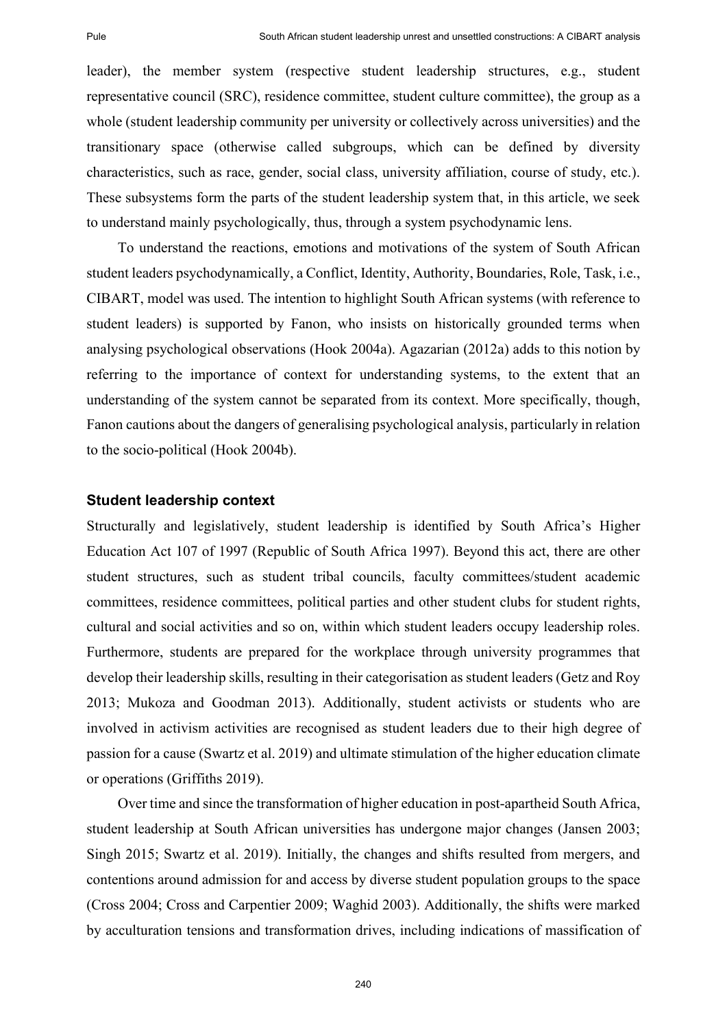leader), the member system (respective student leadership structures, e.g., student representative council (SRC), residence committee, student culture committee), the group as a whole (student leadership community per university or collectively across universities) and the transitionary space (otherwise called subgroups, which can be defined by diversity characteristics, such as race, gender, social class, university affiliation, course of study, etc.). These subsystems form the parts of the student leadership system that, in this article, we seek to understand mainly psychologically, thus, through a system psychodynamic lens.

To understand the reactions, emotions and motivations of the system of South African student leaders psychodynamically, a Conflict, Identity, Authority, Boundaries, Role, Task, i.e., CIBART, model was used. The intention to highlight South African systems (with reference to student leaders) is supported by Fanon, who insists on historically grounded terms when analysing psychological observations (Hook 2004a). Agazarian (2012a) adds to this notion by referring to the importance of context for understanding systems, to the extent that an understanding of the system cannot be separated from its context. More specifically, though, Fanon cautions about the dangers of generalising psychological analysis, particularly in relation to the socio-political (Hook 2004b).

### Student leadership context

Structurally and legislatively, student leadership is identified by South Africa's Higher Education Act 107 of 1997 (Republic of South Africa 1997). Beyond this act, there are other student structures, such as student tribal councils, faculty committees/student academic committees, residence committees, political parties and other student clubs for student rights, cultural and social activities and so on, within which student leaders occupy leadership roles. Furthermore, students are prepared for the workplace through university programmes that develop their leadership skills, resulting in their categorisation as student leaders (Getz and Roy 2013; Mukoza and Goodman 2013). Additionally, student activists or students who are involved in activism activities are recognised as student leaders due to their high degree of passion for a cause (Swartz et al. 2019) and ultimate stimulation of the higher education climate or operations (Griffiths 2019).

Over time and since the transformation of higher education in post-apartheid South Africa, student leadership at South African universities has undergone major changes (Jansen 2003; Singh 2015; Swartz et al. 2019). Initially, the changes and shifts resulted from mergers, and contentions around admission for and access by diverse student population groups to the space (Cross 2004; Cross and Carpentier 2009; Waghid 2003). Additionally, the shifts were marked by acculturation tensions and transformation drives, including indications of massification of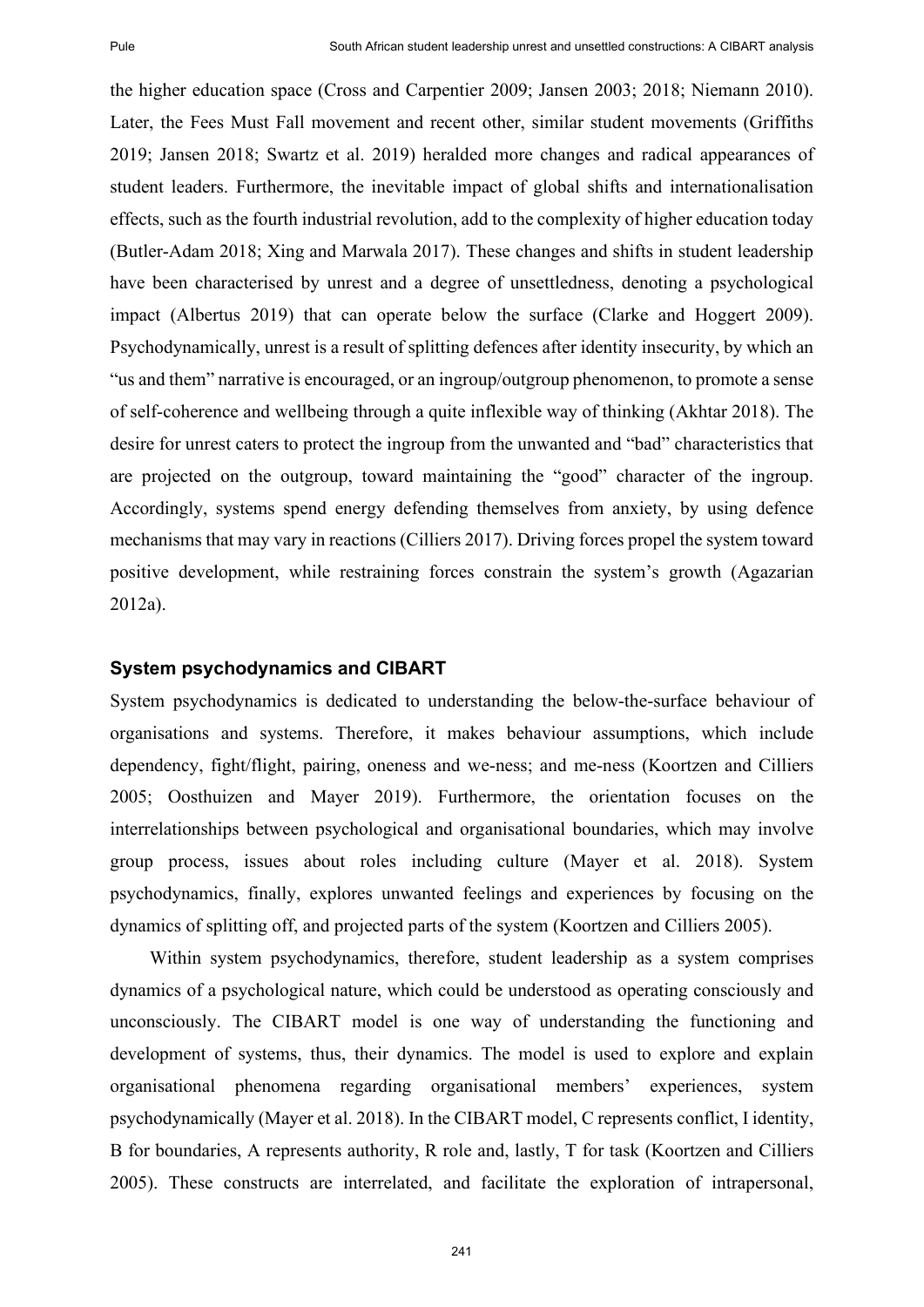the higher education space (Cross and Carpentier 2009; Jansen 2003; 2018; Niemann 2010). Later, the Fees Must Fall movement and recent other, similar student movements (Griffiths 2019; Jansen 2018; Swartz et al. 2019) heralded more changes and radical appearances of student leaders. Furthermore, the inevitable impact of global shifts and internationalisation effects, such as the fourth industrial revolution, add to the complexity of higher education today (Butler-Adam 2018; Xing and Marwala 2017). These changes and shifts in student leadership have been characterised by unrest and a degree of unsettledness, denoting a psychological impact (Albertus 2019) that can operate below the surface (Clarke and Hoggert 2009). Psychodynamically, unrest is a result of splitting defences after identity insecurity, by which an "us and them" narrative is encouraged, or an ingroup/outgroup phenomenon, to promote a sense of self-coherence and wellbeing through a quite inflexible way of thinking (Akhtar 2018). The desire for unrest caters to protect the ingroup from the unwanted and "bad" characteristics that are projected on the outgroup, toward maintaining the "good" character of the ingroup. Accordingly, systems spend energy defending themselves from anxiety, by using defence mechanisms that may vary in reactions (Cilliers 2017). Driving forces propel the system toward positive development, while restraining forces constrain the system's growth (Agazarian 2012a).

## System psychodynamics and CIBART

System psychodynamics is dedicated to understanding the below-the-surface behaviour of organisations and systems. Therefore, it makes behaviour assumptions, which include dependency, fight/flight, pairing, oneness and we-ness; and me-ness (Koortzen and Cilliers 2005; Oosthuizen and Mayer 2019). Furthermore, the orientation focuses on the interrelationships between psychological and organisational boundaries, which may involve group process, issues about roles including culture (Mayer et al. 2018). System psychodynamics, finally, explores unwanted feelings and experiences by focusing on the dynamics of splitting off, and projected parts of the system (Koortzen and Cilliers 2005).

Within system psychodynamics, therefore, student leadership as a system comprises dynamics of a psychological nature, which could be understood as operating consciously and unconsciously. The CIBART model is one way of understanding the functioning and development of systems, thus, their dynamics. The model is used to explore and explain organisational phenomena regarding organisational members' experiences, system psychodynamically (Mayer et al. 2018). In the CIBART model, C represents conflict, I identity, B for boundaries, A represents authority, R role and, lastly, T for task (Koortzen and Cilliers 2005). These constructs are interrelated, and facilitate the exploration of intrapersonal,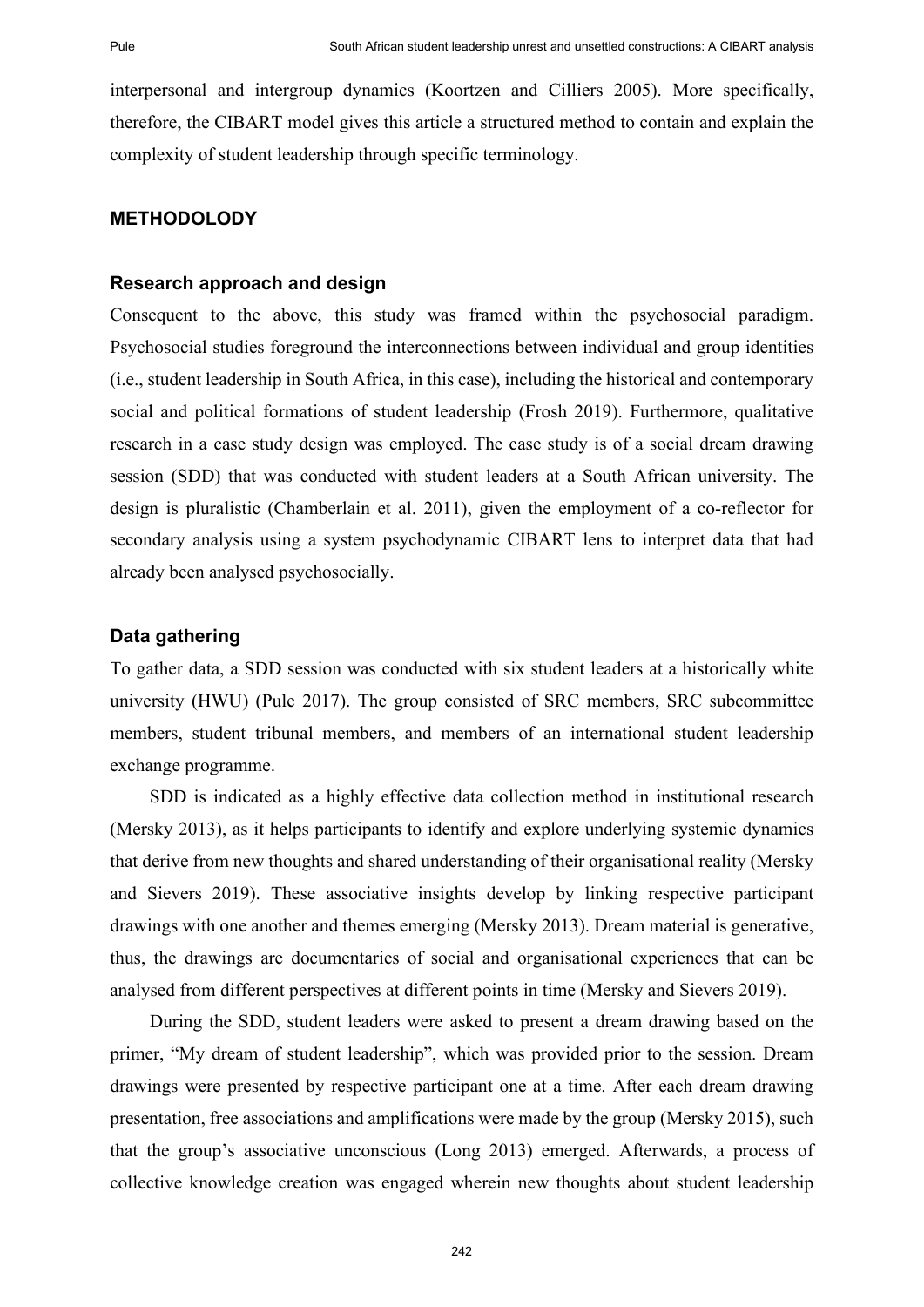interpersonal and intergroup dynamics (Koortzen and Cilliers 2005). More specifically, therefore, the CIBART model gives this article a structured method to contain and explain the complexity of student leadership through specific terminology.

## METHODOLODY

### Research approach and design

Consequent to the above, this study was framed within the psychosocial paradigm. Psychosocial studies foreground the interconnections between individual and group identities (i.e., student leadership in South Africa, in this case), including the historical and contemporary social and political formations of student leadership (Frosh 2019). Furthermore, qualitative research in a case study design was employed. The case study is of a social dream drawing session (SDD) that was conducted with student leaders at a South African university. The design is pluralistic (Chamberlain et al. 2011), given the employment of a co-reflector for secondary analysis using a system psychodynamic CIBART lens to interpret data that had already been analysed psychosocially.

### Data gathering

To gather data, a SDD session was conducted with six student leaders at a historically white university (HWU) (Pule 2017). The group consisted of SRC members, SRC subcommittee members, student tribunal members, and members of an international student leadership exchange programme.

SDD is indicated as a highly effective data collection method in institutional research (Mersky 2013), as it helps participants to identify and explore underlying systemic dynamics that derive from new thoughts and shared understanding of their organisational reality (Mersky and Sievers 2019). These associative insights develop by linking respective participant drawings with one another and themes emerging (Mersky 2013). Dream material is generative, thus, the drawings are documentaries of social and organisational experiences that can be analysed from different perspectives at different points in time (Mersky and Sievers 2019).

During the SDD, student leaders were asked to present a dream drawing based on the primer, "My dream of student leadership", which was provided prior to the session. Dream drawings were presented by respective participant one at a time. After each dream drawing presentation, free associations and amplifications were made by the group (Mersky 2015), such that the group's associative unconscious (Long 2013) emerged. Afterwards, a process of collective knowledge creation was engaged wherein new thoughts about student leadership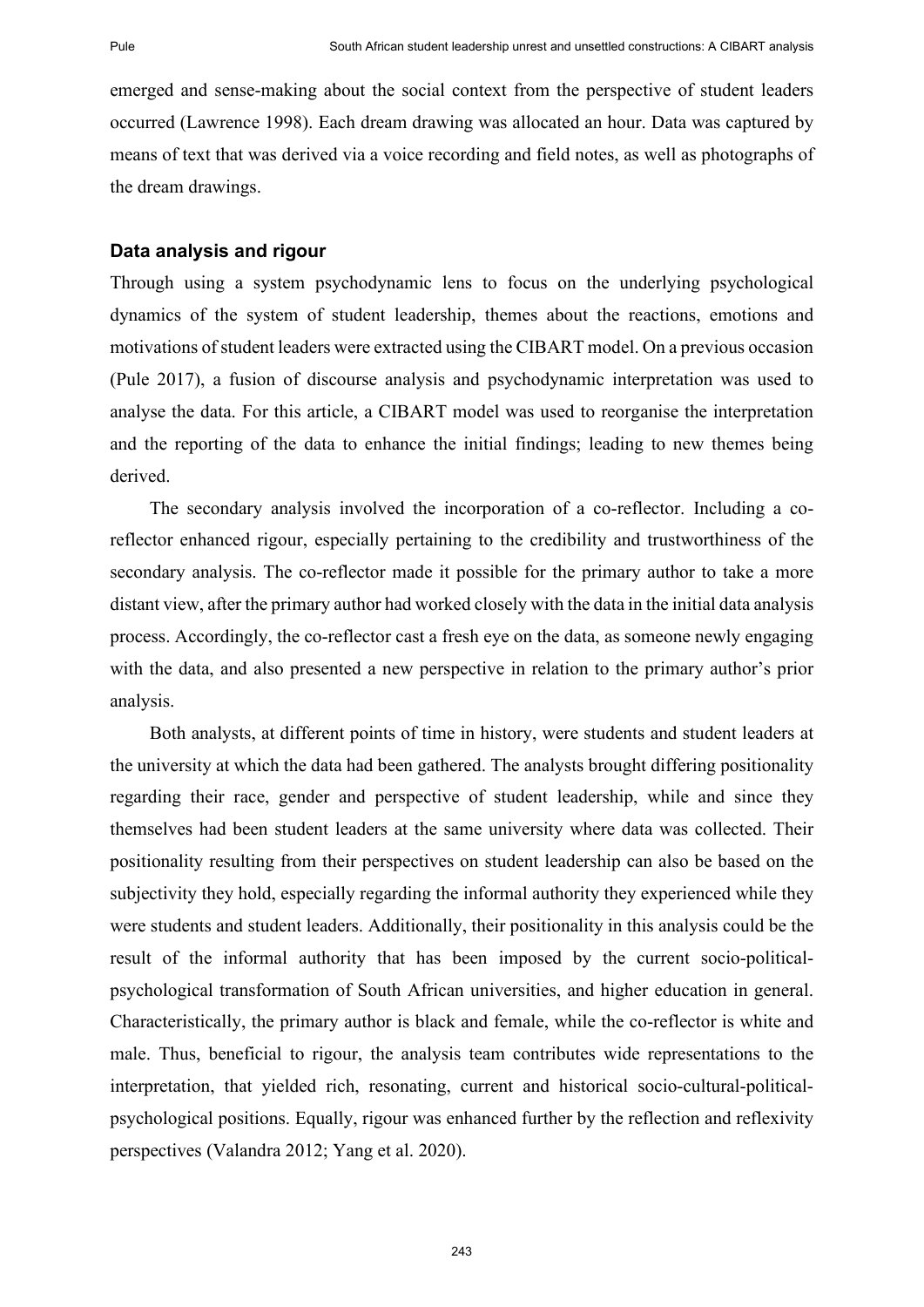emerged and sense-making about the social context from the perspective of student leaders occurred (Lawrence 1998). Each dream drawing was allocated an hour. Data was captured by means of text that was derived via a voice recording and field notes, as well as photographs of the dream drawings.

### Data analysis and rigour

Through using a system psychodynamic lens to focus on the underlying psychological dynamics of the system of student leadership, themes about the reactions, emotions and motivations of student leaders were extracted using the CIBART model. On a previous occasion (Pule 2017), a fusion of discourse analysis and psychodynamic interpretation was used to analyse the data. For this article, a CIBART model was used to reorganise the interpretation and the reporting of the data to enhance the initial findings; leading to new themes being derived.

The secondary analysis involved the incorporation of a co-reflector. Including a co-reflector enhanced rigour, especially pertaining to the credibility and trustworthiness of the secondary analysis. The co-reflector made it possible for the primary author to take a more distant view, after the primary author had worked closely with the data in the initial data analysis process. Accordingly, the co-reflector cast a fresh eye on the data, as someone newly engaging with the data, and also presented a new perspective in relation to the primary author's prior analysis.

Both analysts, at different points of time in history, were students and student leaders at the university at which the data had been gathered. The analysts brought differing positionality regarding their race, gender and perspective of student leadership, while and since they themselves had been student leaders at the same university where data was collected. Their positionality resulting from their perspectives on student leadership can also be based on the subjectivity they hold, especially regarding the informal authority they experienced while they were students and student leaders. Additionally, their positionality in this analysis could be the result of the informal authority that has been imposed by the current socio-political-psychological transformation of South African universities, and higher education in general. Characteristically, the primary author is black and female, while the co-reflector is white and male. Thus, beneficial to rigour, the analysis team contributes wide representations to the interpretation, that yielded rich, resonating, current and historical socio-cultural-political-psychological positions. Equally, rigour was enhanced further by the reflection and reflexivity perspectives (Valandra 2012; Yang et al. 2020).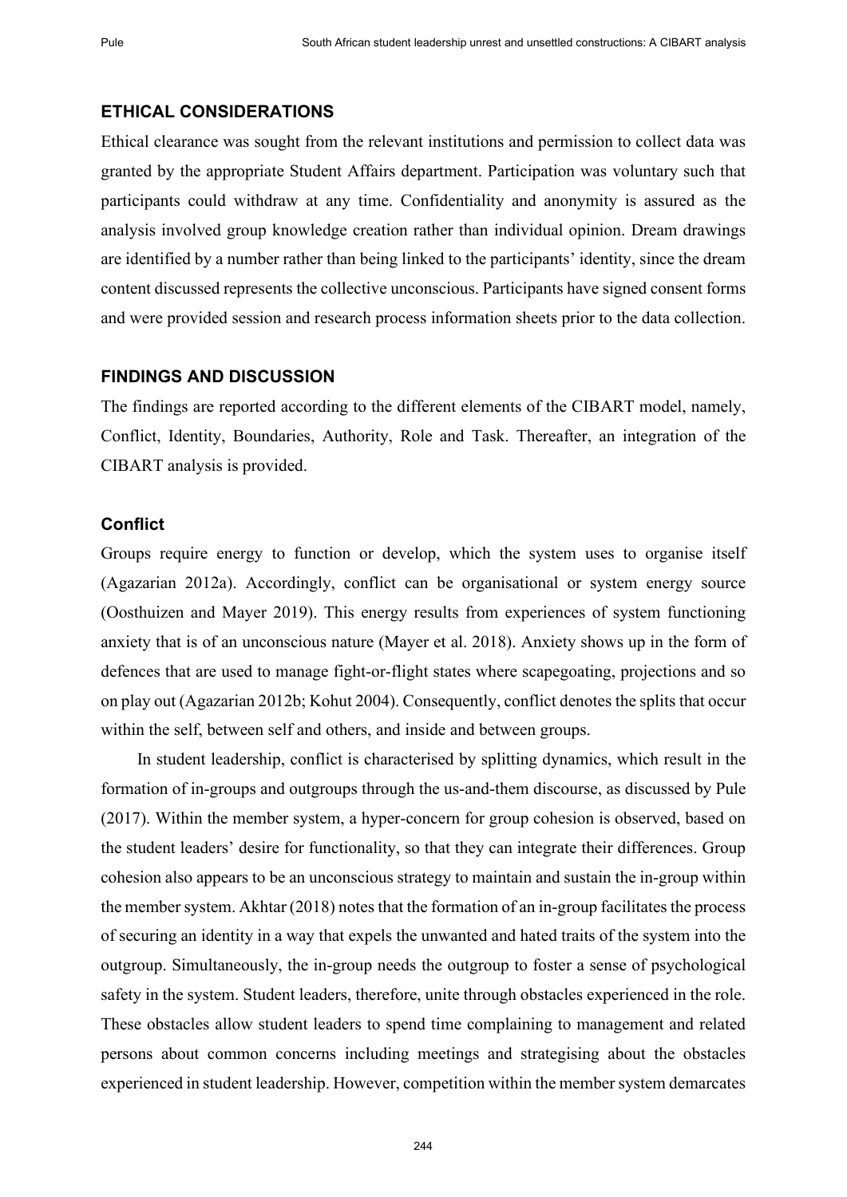## ETHICAL CONSIDERATIONS

Ethical clearance was sought from the relevant institutions and permission to collect data was granted by the appropriate Student Affairs department. Participation was voluntary such that participants could withdraw at any time. Confidentiality and anonymity is assured as the analysis involved group knowledge creation rather than individual opinion. Dream drawings are identified by a number rather than being linked to the participants' identity, since the dream content discussed represents the collective unconscious. Participants have signed consent forms and were provided session and research process information sheets prior to the data collection.

## FINDINGS AND DISCUSSION

The findings are reported according to the different elements of the CIBART model, namely, Conflict, Identity, Boundaries, Authority, Role and Task. Thereafter, an integration of the CIBART analysis is provided.

### Conflict

Groups require energy to function or develop, which the system uses to organise itself (Agazarian 2012a). Accordingly, conflict can be organisational or system energy source (Oosthuizen and Mayer 2019). This energy results from experiences of system functioning anxiety that is of an unconscious nature (Mayer et al. 2018). Anxiety shows up in the form of defences that are used to manage fight-or-flight states where scapegoating, projections and so on play out (Agazarian 2012b; Kohut 2004). Consequently, conflict denotes the splits that occur within the self, between self and others, and inside and between groups.

In student leadership, conflict is characterised by splitting dynamics, which result in the formation of in-groups and outgroups through the us-and-them discourse, as discussed by Pule (2017). Within the member system, a hyper-concern for group cohesion is observed, based on the student leaders' desire for functionality, so that they can integrate their differences. Group cohesion also appears to be an unconscious strategy to maintain and sustain the in-group within the member system. Akhtar (2018) notes that the formation of an in-group facilitates the process of securing an identity in a way that expels the unwanted and hated traits of the system into the outgroup. Simultaneously, the in-group needs the outgroup to foster a sense of psychological safety in the system. Student leaders, therefore, unite through obstacles experienced in the role. These obstacles allow student leaders to spend time complaining to management and related persons about common concerns including meetings and strategising about the obstacles experienced in student leadership. However, competition within the member system demarcates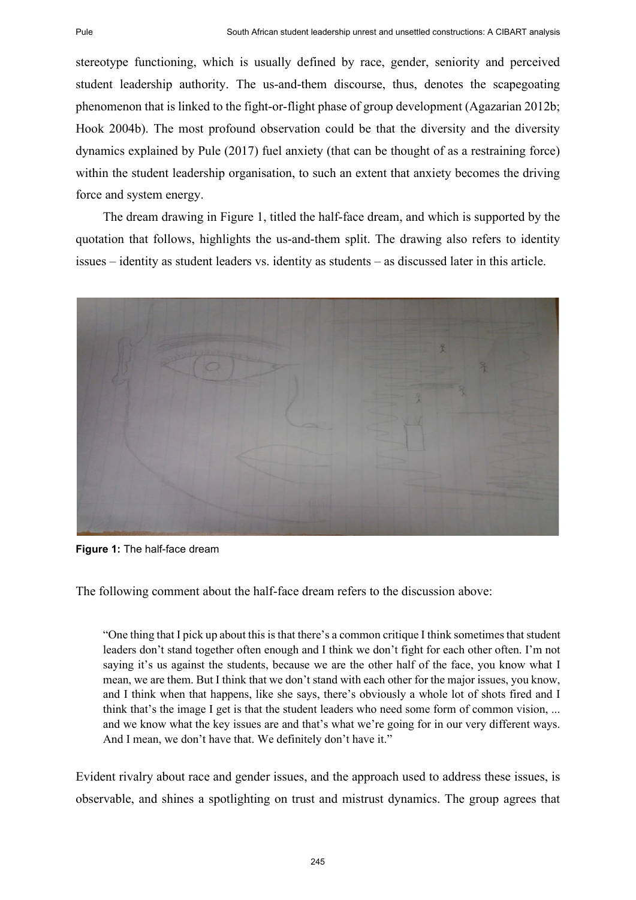stereotype functioning, which is usually defined by race, gender, seniority and perceived student leadership authority. The us-and-them discourse, thus, denotes the scapegoating phenomenon that is linked to the fight-or-flight phase of group development (Agazarian 2012b; Hook 2004b). The most profound observation could be that the diversity and the diversity dynamics explained by Pule (2017) fuel anxiety (that can be thought of as a restraining force) within the student leadership organisation, to such an extent that anxiety becomes the driving force and system energy.

The dream drawing in Figure 1, titled the half-face dream, and which is supported by the quotation that follows, highlights the us-and-them split. The drawing also refers to identity issues – identity as student leaders vs. identity as students – as discussed later in this article.

**Figure 1:** The half-face dream

The following comment about the half-face dream refers to the discussion above:

> "One thing that I pick up about this is that there's a common critique I think sometimes that student leaders don't stand together often enough and I think we don't fight for each other often. I'm not saying it's us against the students, because we are the other half of the face, you know what I mean, we are them. But I think that we don't stand with each other for the major issues, you know, and I think when that happens, like she says, there's obviously a whole lot of shots fired and I think that's the image I get is that the student leaders who need some form of common vision, ... and we know what the key issues are and that's what we're going for in our very different ways. And I mean, we don't have that. We definitely don't have it."

Evident rivalry about race and gender issues, and the approach used to address these issues, is observable, and shines a spotlighting on trust and mistrust dynamics. The group agrees that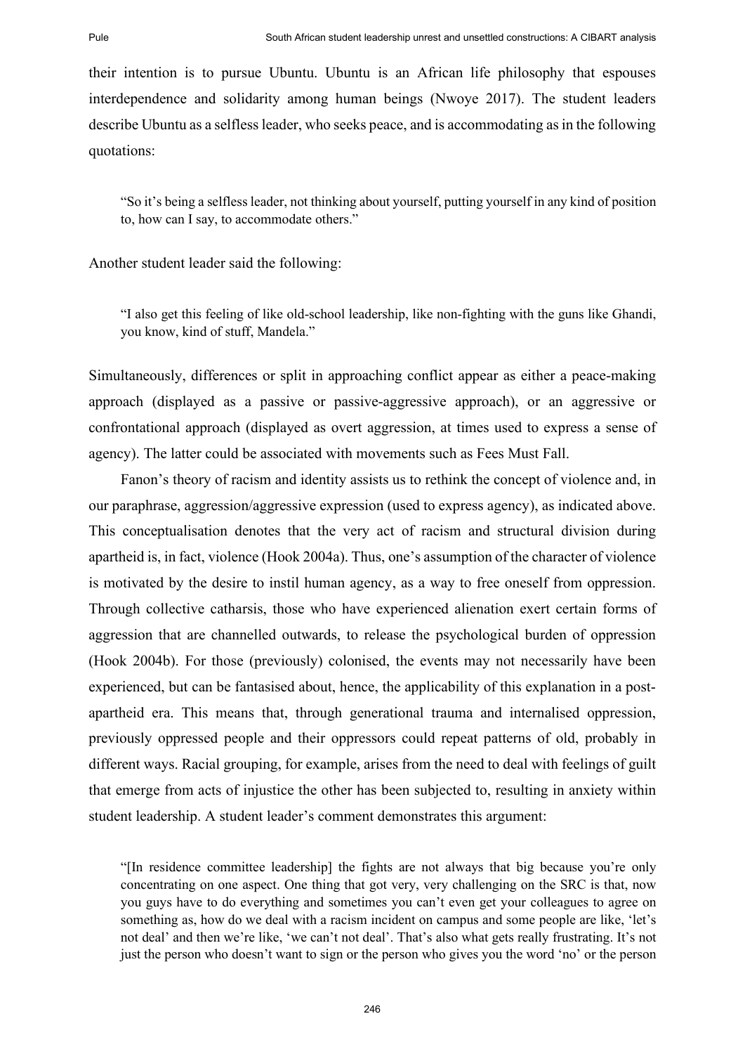their intention is to pursue Ubuntu. Ubuntu is an African life philosophy that espouses interdependence and solidarity among human beings (Nwoye 2017). The student leaders describe Ubuntu as a selfless leader, who seeks peace, and is accommodating as in the following quotations:

> "So it's being a selfless leader, not thinking about yourself, putting yourself in any kind of position to, how can I say, to accommodate others."

Another student leader said the following:

> "I also get this feeling of like old-school leadership, like non-fighting with the guns like Ghandi, you know, kind of stuff, Mandela."

Simultaneously, differences or split in approaching conflict appear as either a peace-making approach (displayed as a passive or passive-aggressive approach), or an aggressive or confrontational approach (displayed as overt aggression, at times used to express a sense of agency). The latter could be associated with movements such as Fees Must Fall.

Fanon's theory of racism and identity assists us to rethink the concept of violence and, in our paraphrase, aggression/aggressive expression (used to express agency), as indicated above. This conceptualisation denotes that the very act of racism and structural division during apartheid is, in fact, violence (Hook 2004a). Thus, one's assumption of the character of violence is motivated by the desire to instil human agency, as a way to free oneself from oppression. Through collective catharsis, those who have experienced alienation exert certain forms of aggression that are channelled outwards, to release the psychological burden of oppression (Hook 2004b). For those (previously) colonised, the events may not necessarily have been experienced, but can be fantasised about, hence, the applicability of this explanation in a post-apartheid era. This means that, through generational trauma and internalised oppression, previously oppressed people and their oppressors could repeat patterns of old, probably in different ways. Racial grouping, for example, arises from the need to deal with feelings of guilt that emerge from acts of injustice the other has been subjected to, resulting in anxiety within student leadership. A student leader's comment demonstrates this argument:

> "[In residence committee leadership] the fights are not always that big because you're only concentrating on one aspect. One thing that got very, very challenging on the SRC is that, now you guys have to do everything and sometimes you can't even get your colleagues to agree on something as, how do we deal with a racism incident on campus and some people are like, 'let's not deal' and then we're like, 'we can't not deal'. That's also what gets really frustrating. It's not just the person who doesn't want to sign or the person who gives you the word 'no' or the person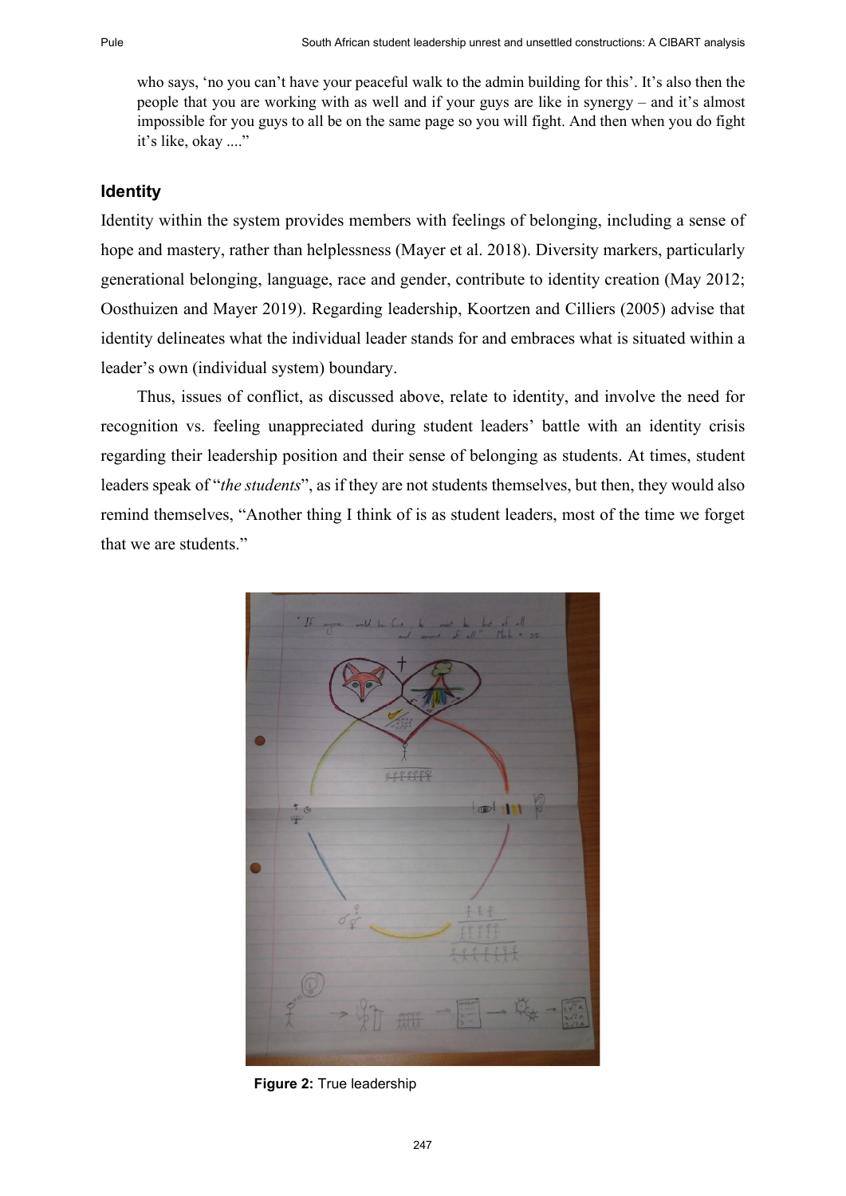who says, 'no you can't have your peaceful walk to the admin building for this'. It's also then the people that you are working with as well and if your guys are like in synergy – and it's almost impossible for you guys to all be on the same page so you will fight. And then when you do fight it's like, okay ...."

## Identity

Identity within the system provides members with feelings of belonging, including a sense of hope and mastery, rather than helplessness (Mayer et al. 2018). Diversity markers, particularly generational belonging, language, race and gender, contribute to identity creation (May 2012; Oosthuizen and Mayer 2019). Regarding leadership, Koortzen and Cilliers (2005) advise that identity delineates what the individual leader stands for and embraces what is situated within a leader's own (individual system) boundary.

Thus, issues of conflict, as discussed above, relate to identity, and involve the need for recognition vs. feeling unappreciated during student leaders' battle with an identity crisis regarding their leadership position and their sense of belonging as students. At times, student leaders speak of "*the students*", as if they are not students themselves, but then, they would also remind themselves, "Another thing I think of is as student leaders, most of the time we forget that we are students."

**Figure 2:** True leadership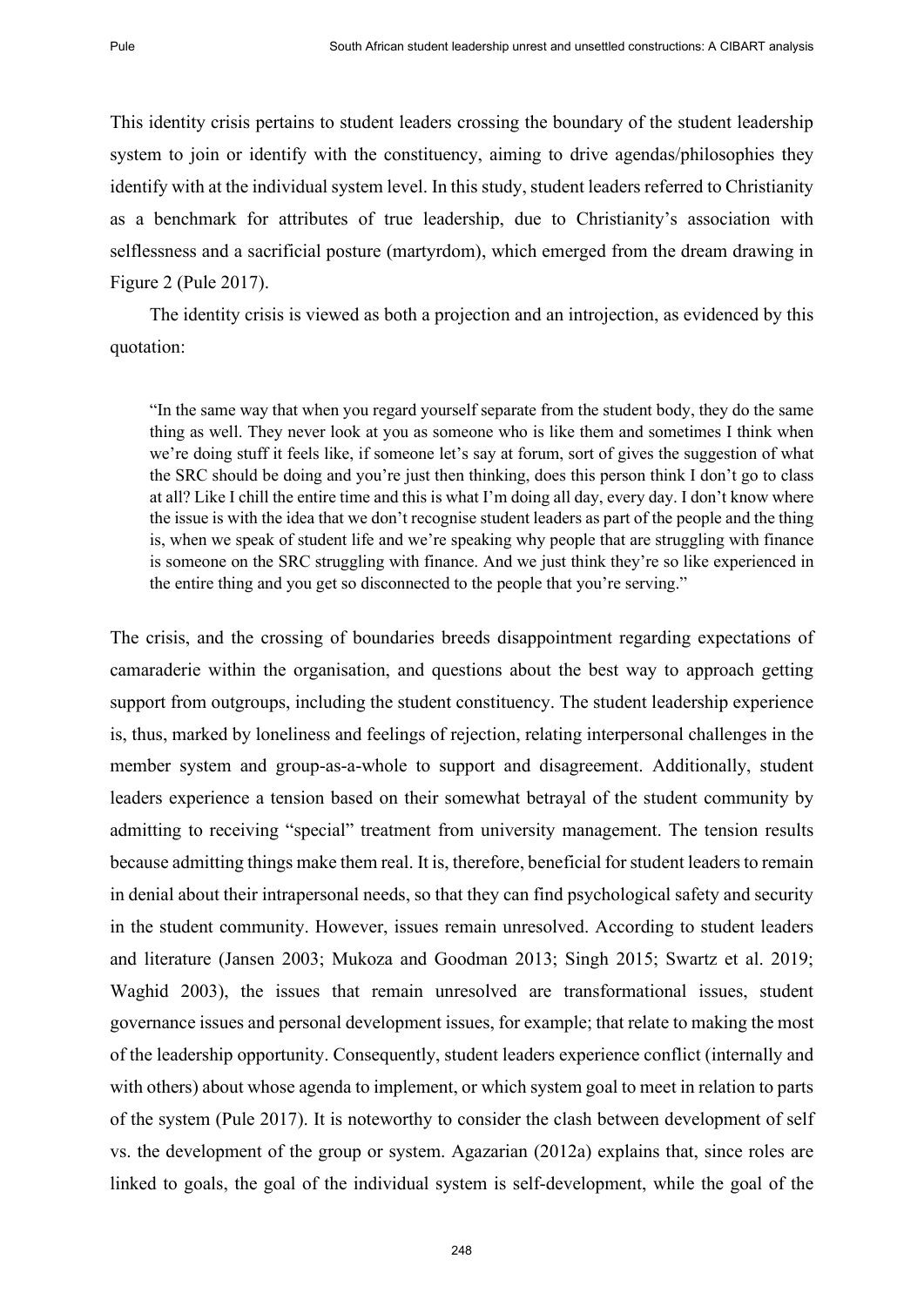This identity crisis pertains to student leaders crossing the boundary of the student leadership system to join or identify with the constituency, aiming to drive agendas/philosophies they identify with at the individual system level. In this study, student leaders referred to Christianity as a benchmark for attributes of true leadership, due to Christianity's association with selflessness and a sacrificial posture (martyrdom), which emerged from the dream drawing in Figure 2 (Pule 2017).

The identity crisis is viewed as both a projection and an introjection, as evidenced by this quotation:

> "In the same way that when you regard yourself separate from the student body, they do the same thing as well. They never look at you as someone who is like them and sometimes I think when we're doing stuff it feels like, if someone let's say at forum, sort of gives the suggestion of what the SRC should be doing and you're just then thinking, does this person think I don't go to class at all? Like I chill the entire time and this is what I'm doing all day, every day. I don't know where the issue is with the idea that we don't recognise student leaders as part of the people and the thing is, when we speak of student life and we're speaking why people that are struggling with finance is someone on the SRC struggling with finance. And we just think they're so like experienced in the entire thing and you get so disconnected to the people that you're serving."

The crisis, and the crossing of boundaries breeds disappointment regarding expectations of camaraderie within the organisation, and questions about the best way to approach getting support from outgroups, including the student constituency. The student leadership experience is, thus, marked by loneliness and feelings of rejection, relating interpersonal challenges in the member system and group-as-a-whole to support and disagreement. Additionally, student leaders experience a tension based on their somewhat betrayal of the student community by admitting to receiving "special" treatment from university management. The tension results because admitting things make them real. It is, therefore, beneficial for student leaders to remain in denial about their intrapersonal needs, so that they can find psychological safety and security in the student community. However, issues remain unresolved. According to student leaders and literature (Jansen 2003; Mukoza and Goodman 2013; Singh 2015; Swartz et al. 2019; Waghid 2003), the issues that remain unresolved are transformational issues, student governance issues and personal development issues, for example; that relate to making the most of the leadership opportunity. Consequently, student leaders experience conflict (internally and with others) about whose agenda to implement, or which system goal to meet in relation to parts of the system (Pule 2017). It is noteworthy to consider the clash between development of self vs. the development of the group or system. Agazarian (2012a) explains that, since roles are linked to goals, the goal of the individual system is self-development, while the goal of the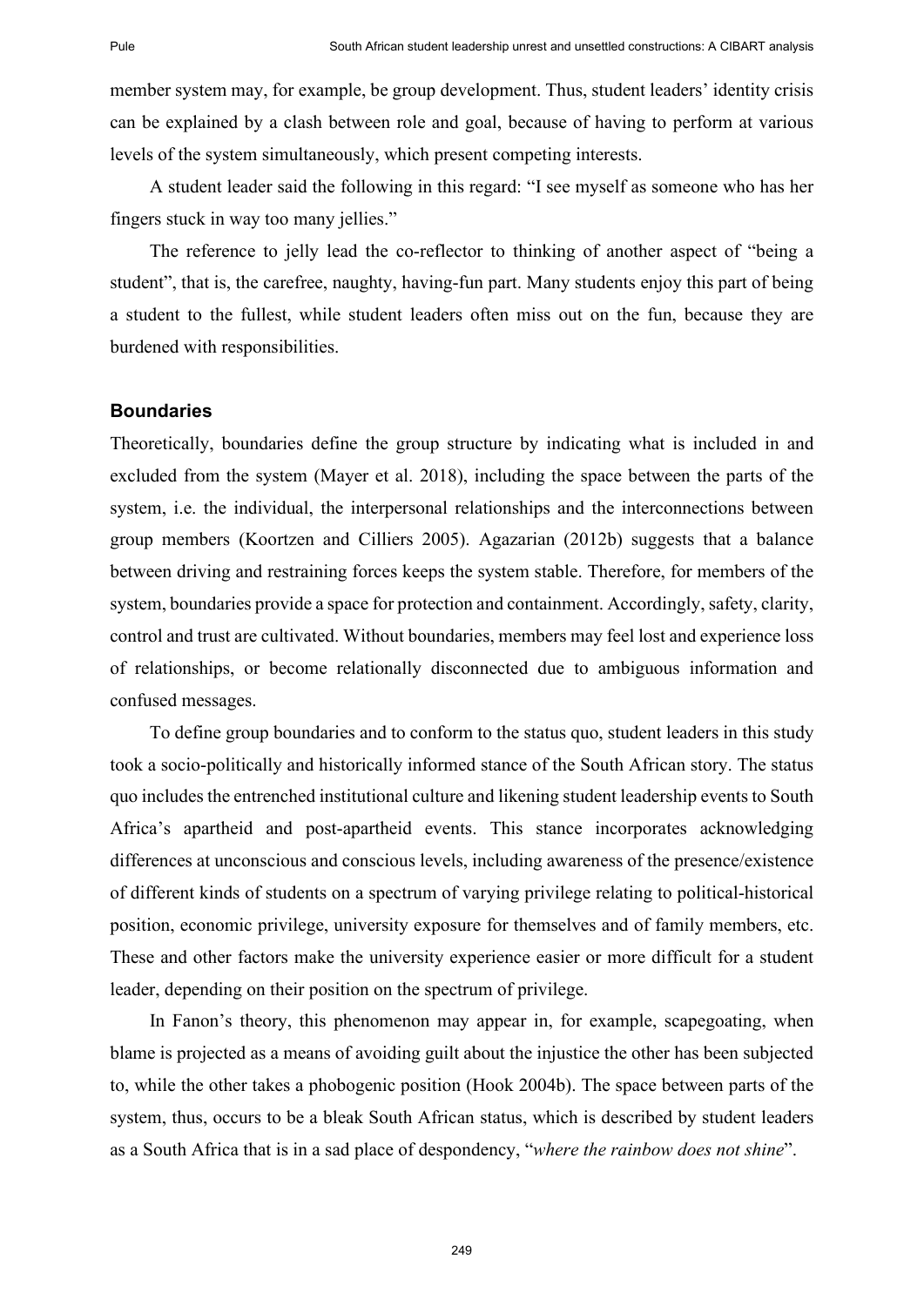member system may, for example, be group development. Thus, student leaders' identity crisis can be explained by a clash between role and goal, because of having to perform at various levels of the system simultaneously, which present competing interests.

A student leader said the following in this regard: "I see myself as someone who has her fingers stuck in way too many jellies."

The reference to jelly lead the co-reflector to thinking of another aspect of "being a student", that is, the carefree, naughty, having-fun part. Many students enjoy this part of being a student to the fullest, while student leaders often miss out on the fun, because they are burdened with responsibilities.

### Boundaries

Theoretically, boundaries define the group structure by indicating what is included in and excluded from the system (Mayer et al. 2018), including the space between the parts of the system, i.e. the individual, the interpersonal relationships and the interconnections between group members (Koortzen and Cilliers 2005). Agazarian (2012b) suggests that a balance between driving and restraining forces keeps the system stable. Therefore, for members of the system, boundaries provide a space for protection and containment. Accordingly, safety, clarity, control and trust are cultivated. Without boundaries, members may feel lost and experience loss of relationships, or become relationally disconnected due to ambiguous information and confused messages.

To define group boundaries and to conform to the status quo, student leaders in this study took a socio-politically and historically informed stance of the South African story. The status quo includes the entrenched institutional culture and likening student leadership events to South Africa's apartheid and post-apartheid events. This stance incorporates acknowledging differences at unconscious and conscious levels, including awareness of the presence/existence of different kinds of students on a spectrum of varying privilege relating to political-historical position, economic privilege, university exposure for themselves and of family members, etc. These and other factors make the university experience easier or more difficult for a student leader, depending on their position on the spectrum of privilege.

In Fanon's theory, this phenomenon may appear in, for example, scapegoating, when blame is projected as a means of avoiding guilt about the injustice the other has been subjected to, while the other takes a phobogenic position (Hook 2004b). The space between parts of the system, thus, occurs to be a bleak South African status, which is described by student leaders as a South Africa that is in a sad place of despondency, "*where the rainbow does not shine*".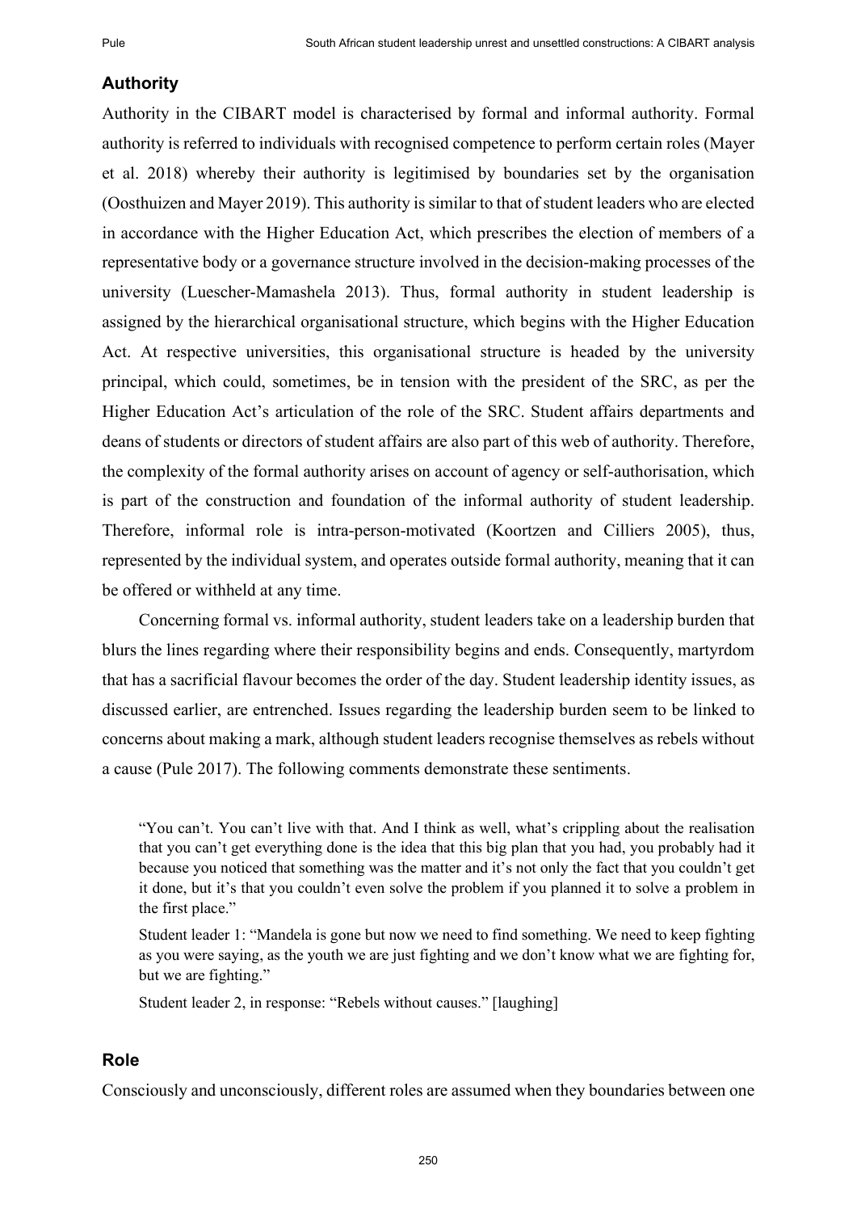## Authority

Authority in the CIBART model is characterised by formal and informal authority. Formal authority is referred to individuals with recognised competence to perform certain roles (Mayer et al. 2018) whereby their authority is legitimised by boundaries set by the organisation (Oosthuizen and Mayer 2019). This authority is similar to that of student leaders who are elected in accordance with the Higher Education Act, which prescribes the election of members of a representative body or a governance structure involved in the decision-making processes of the university (Luescher-Mamashela 2013). Thus, formal authority in student leadership is assigned by the hierarchical organisational structure, which begins with the Higher Education Act. At respective universities, this organisational structure is headed by the university principal, which could, sometimes, be in tension with the president of the SRC, as per the Higher Education Act's articulation of the role of the SRC. Student affairs departments and deans of students or directors of student affairs are also part of this web of authority. Therefore, the complexity of the formal authority arises on account of agency or self-authorisation, which is part of the construction and foundation of the informal authority of student leadership. Therefore, informal role is intra-person-motivated (Koortzen and Cilliers 2005), thus, represented by the individual system, and operates outside formal authority, meaning that it can be offered or withheld at any time.

Concerning formal vs. informal authority, student leaders take on a leadership burden that blurs the lines regarding where their responsibility begins and ends. Consequently, martyrdom that has a sacrificial flavour becomes the order of the day. Student leadership identity issues, as discussed earlier, are entrenched. Issues regarding the leadership burden seem to be linked to concerns about making a mark, although student leaders recognise themselves as rebels without a cause (Pule 2017). The following comments demonstrate these sentiments.

> "You can't. You can't live with that. And I think as well, what's crippling about the realisation that you can't get everything done is the idea that this big plan that you had, you probably had it because you noticed that something was the matter and it's not only the fact that you couldn't get it done, but it's that you couldn't even solve the problem if you planned it to solve a problem in the first place."
>
> Student leader 1: "Mandela is gone but now we need to find something. We need to keep fighting as you were saying, as the youth we are just fighting and we don't know what we are fighting for, but we are fighting."
>
> Student leader 2, in response: "Rebels without causes." [laughing]

## Role

Consciously and unconsciously, different roles are assumed when they boundaries between one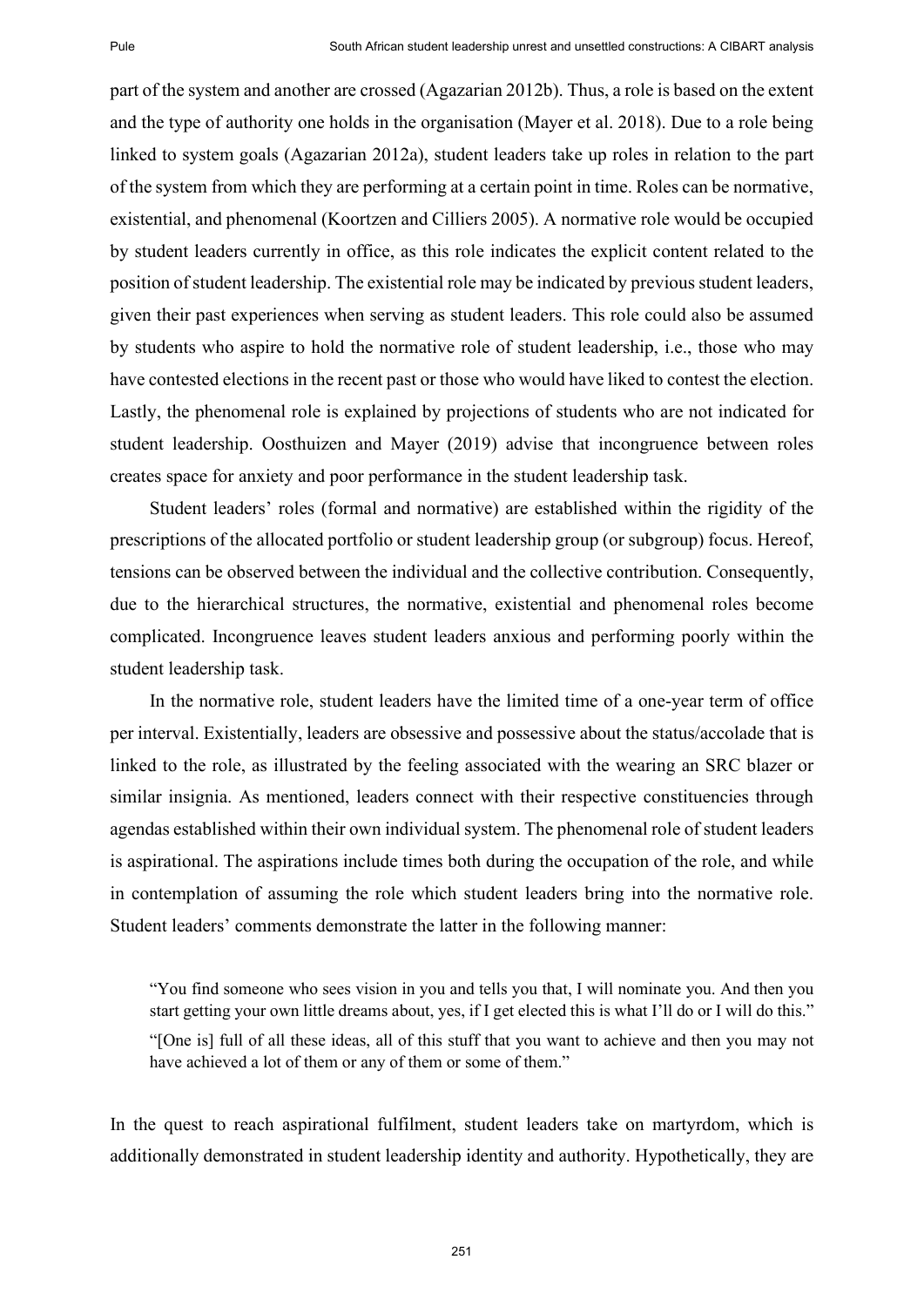part of the system and another are crossed (Agazarian 2012b). Thus, a role is based on the extent and the type of authority one holds in the organisation (Mayer et al. 2018). Due to a role being linked to system goals (Agazarian 2012a), student leaders take up roles in relation to the part of the system from which they are performing at a certain point in time. Roles can be normative, existential, and phenomenal (Koortzen and Cilliers 2005). A normative role would be occupied by student leaders currently in office, as this role indicates the explicit content related to the position of student leadership. The existential role may be indicated by previous student leaders, given their past experiences when serving as student leaders. This role could also be assumed by students who aspire to hold the normative role of student leadership, i.e., those who may have contested elections in the recent past or those who would have liked to contest the election. Lastly, the phenomenal role is explained by projections of students who are not indicated for student leadership. Oosthuizen and Mayer (2019) advise that incongruence between roles creates space for anxiety and poor performance in the student leadership task.

Student leaders' roles (formal and normative) are established within the rigidity of the prescriptions of the allocated portfolio or student leadership group (or subgroup) focus. Hereof, tensions can be observed between the individual and the collective contribution. Consequently, due to the hierarchical structures, the normative, existential and phenomenal roles become complicated. Incongruence leaves student leaders anxious and performing poorly within the student leadership task.

In the normative role, student leaders have the limited time of a one-year term of office per interval. Existentially, leaders are obsessive and possessive about the status/accolade that is linked to the role, as illustrated by the feeling associated with the wearing an SRC blazer or similar insignia. As mentioned, leaders connect with their respective constituencies through agendas established within their own individual system. The phenomenal role of student leaders is aspirational. The aspirations include times both during the occupation of the role, and while in contemplation of assuming the role which student leaders bring into the normative role. Student leaders' comments demonstrate the latter in the following manner:

> "You find someone who sees vision in you and tells you that, I will nominate you. And then you start getting your own little dreams about, yes, if I get elected this is what I'll do or I will do this."
>
> "[One is] full of all these ideas, all of this stuff that you want to achieve and then you may not have achieved a lot of them or any of them or some of them."

In the quest to reach aspirational fulfilment, student leaders take on martyrdom, which is additionally demonstrated in student leadership identity and authority. Hypothetically, they are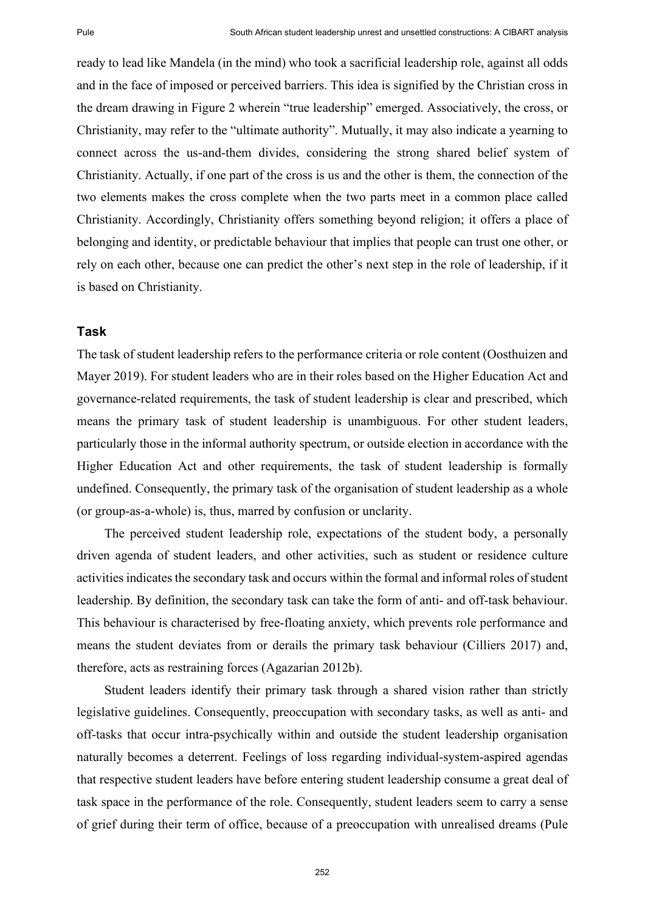ready to lead like Mandela (in the mind) who took a sacrificial leadership role, against all odds and in the face of imposed or perceived barriers. This idea is signified by the Christian cross in the dream drawing in Figure 2 wherein "true leadership" emerged. Associatively, the cross, or Christianity, may refer to the "ultimate authority". Mutually, it may also indicate a yearning to connect across the us-and-them divides, considering the strong shared belief system of Christianity. Actually, if one part of the cross is us and the other is them, the connection of the two elements makes the cross complete when the two parts meet in a common place called Christianity. Accordingly, Christianity offers something beyond religion; it offers a place of belonging and identity, or predictable behaviour that implies that people can trust one other, or rely on each other, because one can predict the other's next step in the role of leadership, if it is based on Christianity.

### Task

The task of student leadership refers to the performance criteria or role content (Oosthuizen and Mayer 2019). For student leaders who are in their roles based on the Higher Education Act and governance-related requirements, the task of student leadership is clear and prescribed, which means the primary task of student leadership is unambiguous. For other student leaders, particularly those in the informal authority spectrum, or outside election in accordance with the Higher Education Act and other requirements, the task of student leadership is formally undefined. Consequently, the primary task of the organisation of student leadership as a whole (or group-as-a-whole) is, thus, marred by confusion or unclarity.

The perceived student leadership role, expectations of the student body, a personally driven agenda of student leaders, and other activities, such as student or residence culture activities indicates the secondary task and occurs within the formal and informal roles of student leadership. By definition, the secondary task can take the form of anti- and off-task behaviour. This behaviour is characterised by free-floating anxiety, which prevents role performance and means the student deviates from or derails the primary task behaviour (Cilliers 2017) and, therefore, acts as restraining forces (Agazarian 2012b).

Student leaders identify their primary task through a shared vision rather than strictly legislative guidelines. Consequently, preoccupation with secondary tasks, as well as anti- and off-tasks that occur intra-psychically within and outside the student leadership organisation naturally becomes a deterrent. Feelings of loss regarding individual-system-aspired agendas that respective student leaders have before entering student leadership consume a great deal of task space in the performance of the role. Consequently, student leaders seem to carry a sense of grief during their term of office, because of a preoccupation with unrealised dreams (Pule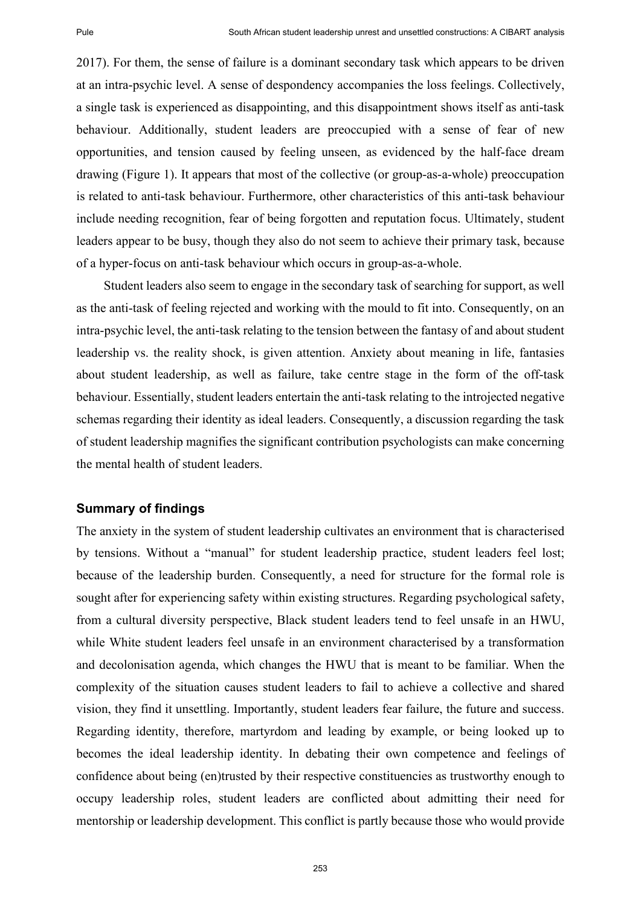2017). For them, the sense of failure is a dominant secondary task which appears to be driven at an intra-psychic level. A sense of despondency accompanies the loss feelings. Collectively, a single task is experienced as disappointing, and this disappointment shows itself as anti-task behaviour. Additionally, student leaders are preoccupied with a sense of fear of new opportunities, and tension caused by feeling unseen, as evidenced by the half-face dream drawing (Figure 1). It appears that most of the collective (or group-as-a-whole) preoccupation is related to anti-task behaviour. Furthermore, other characteristics of this anti-task behaviour include needing recognition, fear of being forgotten and reputation focus. Ultimately, student leaders appear to be busy, though they also do not seem to achieve their primary task, because of a hyper-focus on anti-task behaviour which occurs in group-as-a-whole.

Student leaders also seem to engage in the secondary task of searching for support, as well as the anti-task of feeling rejected and working with the mould to fit into. Consequently, on an intra-psychic level, the anti-task relating to the tension between the fantasy of and about student leadership vs. the reality shock, is given attention. Anxiety about meaning in life, fantasies about student leadership, as well as failure, take centre stage in the form of the off-task behaviour. Essentially, student leaders entertain the anti-task relating to the introjected negative schemas regarding their identity as ideal leaders. Consequently, a discussion regarding the task of student leadership magnifies the significant contribution psychologists can make concerning the mental health of student leaders.

### Summary of findings

The anxiety in the system of student leadership cultivates an environment that is characterised by tensions. Without a "manual" for student leadership practice, student leaders feel lost; because of the leadership burden. Consequently, a need for structure for the formal role is sought after for experiencing safety within existing structures. Regarding psychological safety, from a cultural diversity perspective, Black student leaders tend to feel unsafe in an HWU, while White student leaders feel unsafe in an environment characterised by a transformation and decolonisation agenda, which changes the HWU that is meant to be familiar. When the complexity of the situation causes student leaders to fail to achieve a collective and shared vision, they find it unsettling. Importantly, student leaders fear failure, the future and success. Regarding identity, therefore, martyrdom and leading by example, or being looked up to becomes the ideal leadership identity. In debating their own competence and feelings of confidence about being (en)trusted by their respective constituencies as trustworthy enough to occupy leadership roles, student leaders are conflicted about admitting their need for mentorship or leadership development. This conflict is partly because those who would provide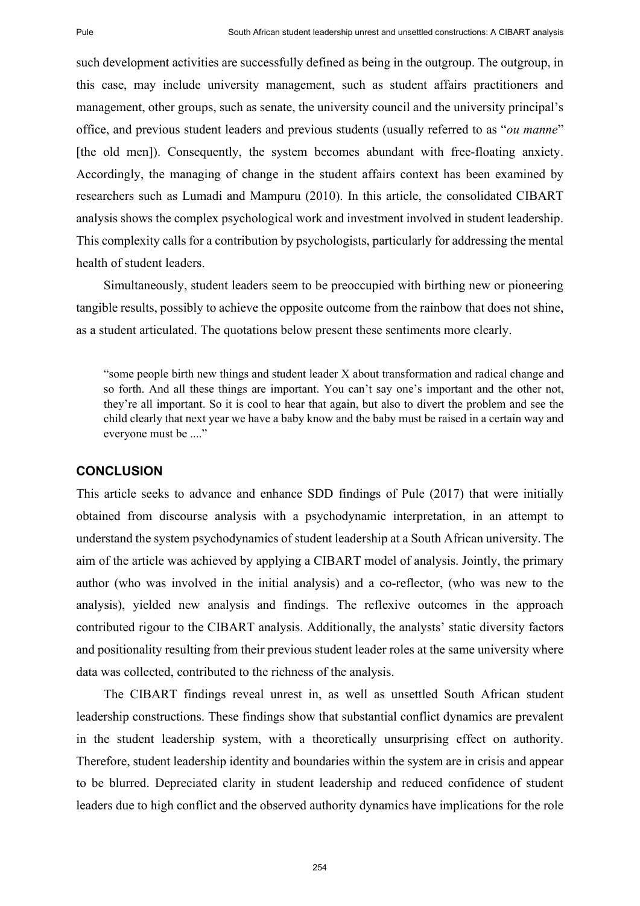such development activities are successfully defined as being in the outgroup. The outgroup, in this case, may include university management, such as student affairs practitioners and management, other groups, such as senate, the university council and the university principal's office, and previous student leaders and previous students (usually referred to as "*ou manne*" [the old men]). Consequently, the system becomes abundant with free-floating anxiety. Accordingly, the managing of change in the student affairs context has been examined by researchers such as Lumadi and Mampuru (2010). In this article, the consolidated CIBART analysis shows the complex psychological work and investment involved in student leadership. This complexity calls for a contribution by psychologists, particularly for addressing the mental health of student leaders.

Simultaneously, student leaders seem to be preoccupied with birthing new or pioneering tangible results, possibly to achieve the opposite outcome from the rainbow that does not shine, as a student articulated. The quotations below present these sentiments more clearly.

> "some people birth new things and student leader X about transformation and radical change and so forth. And all these things are important. You can't say one's important and the other not, they're all important. So it is cool to hear that again, but also to divert the problem and see the child clearly that next year we have a baby know and the baby must be raised in a certain way and everyone must be ...."

## CONCLUSION

This article seeks to advance and enhance SDD findings of Pule (2017) that were initially obtained from discourse analysis with a psychodynamic interpretation, in an attempt to understand the system psychodynamics of student leadership at a South African university. The aim of the article was achieved by applying a CIBART model of analysis. Jointly, the primary author (who was involved in the initial analysis) and a co-reflector, (who was new to the analysis), yielded new analysis and findings. The reflexive outcomes in the approach contributed rigour to the CIBART analysis. Additionally, the analysts' static diversity factors and positionality resulting from their previous student leader roles at the same university where data was collected, contributed to the richness of the analysis.

The CIBART findings reveal unrest in, as well as unsettled South African student leadership constructions. These findings show that substantial conflict dynamics are prevalent in the student leadership system, with a theoretically unsurprising effect on authority. Therefore, student leadership identity and boundaries within the system are in crisis and appear to be blurred. Depreciated clarity in student leadership and reduced confidence of student leaders due to high conflict and the observed authority dynamics have implications for the role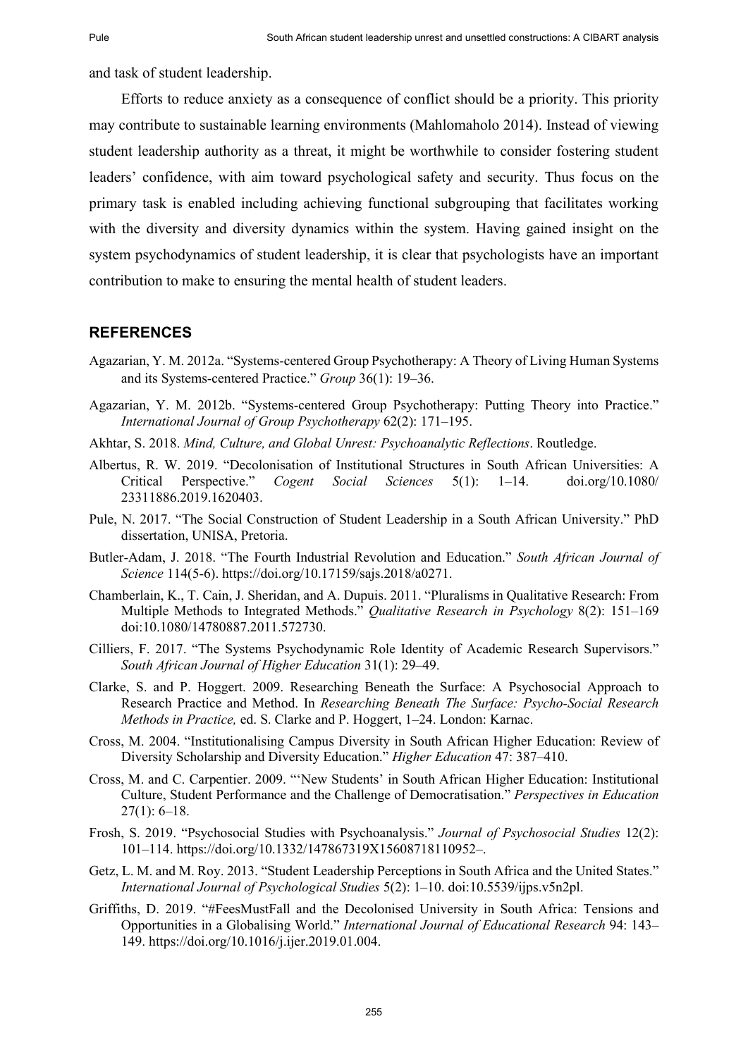and task of student leadership.

Efforts to reduce anxiety as a consequence of conflict should be a priority. This priority may contribute to sustainable learning environments (Mahlomaholo 2014). Instead of viewing student leadership authority as a threat, it might be worthwhile to consider fostering student leaders' confidence, with aim toward psychological safety and security. Thus focus on the primary task is enabled including achieving functional subgrouping that facilitates working with the diversity and diversity dynamics within the system. Having gained insight on the system psychodynamics of student leadership, it is clear that psychologists have an important contribution to make to ensuring the mental health of student leaders.

## REFERENCES

Agazarian, Y. M. 2012a. "Systems-centered Group Psychotherapy: A Theory of Living Human Systems and its Systems-centered Practice." *Group* 36(1): 19–36.

Agazarian, Y. M. 2012b. "Systems-centered Group Psychotherapy: Putting Theory into Practice." *International Journal of Group Psychotherapy* 62(2): 171–195.

Akhtar, S. 2018. *Mind, Culture, and Global Unrest: Psychoanalytic Reflections*. Routledge.

Albertus, R. W. 2019. "Decolonisation of Institutional Structures in South African Universities: A Critical Perspective." *Cogent Social Sciences* 5(1): 1–14. doi.org/10.1080/23311886.2019.1620403.

Pule, N. 2017. "The Social Construction of Student Leadership in a South African University." PhD dissertation, UNISA, Pretoria.

Butler-Adam, J. 2018. "The Fourth Industrial Revolution and Education." *South African Journal of Science* 114(5-6). https://doi.org/10.17159/sajs.2018/a0271.

Chamberlain, K., T. Cain, J. Sheridan, and A. Dupuis. 2011. "Pluralisms in Qualitative Research: From Multiple Methods to Integrated Methods." *Qualitative Research in Psychology* 8(2): 151–169 doi:10.1080/14780887.2011.572730.

Cilliers, F. 2017. "The Systems Psychodynamic Role Identity of Academic Research Supervisors." *South African Journal of Higher Education* 31(1): 29–49.

Clarke, S. and P. Hoggert. 2009. Researching Beneath the Surface: A Psychosocial Approach to Research Practice and Method. In *Researching Beneath The Surface: Psycho-Social Research Methods in Practice,* ed. S. Clarke and P. Hoggert, 1–24. London: Karnac.

Cross, M. 2004. "Institutionalising Campus Diversity in South African Higher Education: Review of Diversity Scholarship and Diversity Education." *Higher Education* 47: 387–410.

Cross, M. and C. Carpentier. 2009. "'New Students' in South African Higher Education: Institutional Culture, Student Performance and the Challenge of Democratisation." *Perspectives in Education* 27(1): 6–18.

Frosh, S. 2019. "Psychosocial Studies with Psychoanalysis." *Journal of Psychosocial Studies* 12(2): 101–114. https://doi.org/10.1332/147867319X15608718110952–.

Getz, L. M. and M. Roy. 2013. "Student Leadership Perceptions in South Africa and the United States." *International Journal of Psychological Studies* 5(2): 1–10. doi:10.5539/ijps.v5n2pl.

Griffiths, D. 2019. "#FeesMustFall and the Decolonised University in South Africa: Tensions and Opportunities in a Globalising World." *International Journal of Educational Research* 94: 143–149. https://doi.org/10.1016/j.ijer.2019.01.004.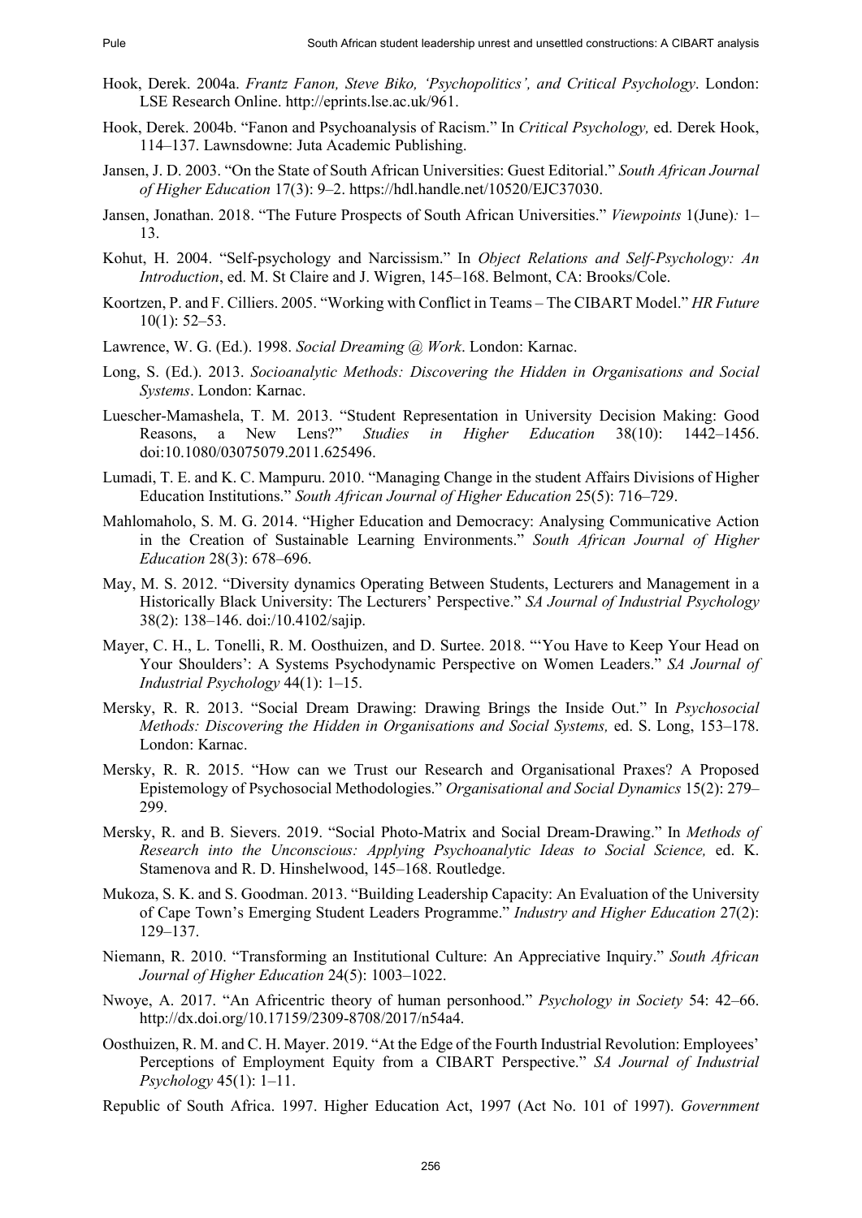Hook, Derek. 2004a. *Frantz Fanon, Steve Biko, 'Psychopolitics', and Critical Psychology*. London: LSE Research Online. http://eprints.lse.ac.uk/961.

Hook, Derek. 2004b. "Fanon and Psychoanalysis of Racism." In *Critical Psychology,* ed. Derek Hook, 114–137. Lawnsdowne: Juta Academic Publishing.

Jansen, J. D. 2003. "On the State of South African Universities: Guest Editorial." *South African Journal of Higher Education* 17(3): 9–2. https://hdl.handle.net/10520/EJC37030.

Jansen, Jonathan. 2018. "The Future Prospects of South African Universities." *Viewpoints* 1(June)*:* 1–13.

Kohut, H. 2004. "Self-psychology and Narcissism." In *Object Relations and Self-Psychology: An Introduction*, ed. M. St Claire and J. Wigren, 145–168. Belmont, CA: Brooks/Cole.

Koortzen, P. and F. Cilliers. 2005. "Working with Conflict in Teams – The CIBART Model." *HR Future* 10(1): 52–53.

Lawrence, W. G. (Ed.). 1998. *Social Dreaming @ Work*. London: Karnac.

Long, S. (Ed.). 2013. *Socioanalytic Methods: Discovering the Hidden in Organisations and Social Systems*. London: Karnac.

Luescher-Mamashela, T. M. 2013. "Student Representation in University Decision Making: Good Reasons, a New Lens?" *Studies in Higher Education* 38(10): 1442–1456. doi:10.1080/03075079.2011.625496.

Lumadi, T. E. and K. C. Mampuru. 2010. "Managing Change in the student Affairs Divisions of Higher Education Institutions." *South African Journal of Higher Education* 25(5): 716–729.

Mahlomaholo, S. M. G. 2014. "Higher Education and Democracy: Analysing Communicative Action in the Creation of Sustainable Learning Environments." *South African Journal of Higher Education* 28(3): 678–696.

May, M. S. 2012. "Diversity dynamics Operating Between Students, Lecturers and Management in a Historically Black University: The Lecturers' Perspective." *SA Journal of Industrial Psychology* 38(2): 138–146. doi:/10.4102/sajip.

Mayer, C. H., L. Tonelli, R. M. Oosthuizen, and D. Surtee. 2018. "'You Have to Keep Your Head on Your Shoulders': A Systems Psychodynamic Perspective on Women Leaders." *SA Journal of Industrial Psychology* 44(1): 1–15.

Mersky, R. R. 2013. "Social Dream Drawing: Drawing Brings the Inside Out." In *Psychosocial Methods: Discovering the Hidden in Organisations and Social Systems,* ed. S. Long, 153–178. London: Karnac.

Mersky, R. R. 2015. "How can we Trust our Research and Organisational Praxes? A Proposed Epistemology of Psychosocial Methodologies." *Organisational and Social Dynamics* 15(2): 279–299.

Mersky, R. and B. Sievers. 2019. "Social Photo-Matrix and Social Dream-Drawing." In *Methods of Research into the Unconscious: Applying Psychoanalytic Ideas to Social Science,* ed. K. Stamenova and R. D. Hinshelwood, 145–168. Routledge.

Mukoza, S. K. and S. Goodman. 2013. "Building Leadership Capacity: An Evaluation of the University of Cape Town's Emerging Student Leaders Programme." *Industry and Higher Education* 27(2): 129–137.

Niemann, R. 2010. "Transforming an Institutional Culture: An Appreciative Inquiry." *South African Journal of Higher Education* 24(5): 1003–1022.

Nwoye, A. 2017. "An Africentric theory of human personhood." *Psychology in Society* 54: 42–66. http://dx.doi.org/10.17159/2309-8708/2017/n54a4.

Oosthuizen, R. M. and C. H. Mayer. 2019. "At the Edge of the Fourth Industrial Revolution: Employees' Perceptions of Employment Equity from a CIBART Perspective." *SA Journal of Industrial Psychology* 45(1): 1–11.

Republic of South Africa. 1997. Higher Education Act, 1997 (Act No. 101 of 1997). *Government*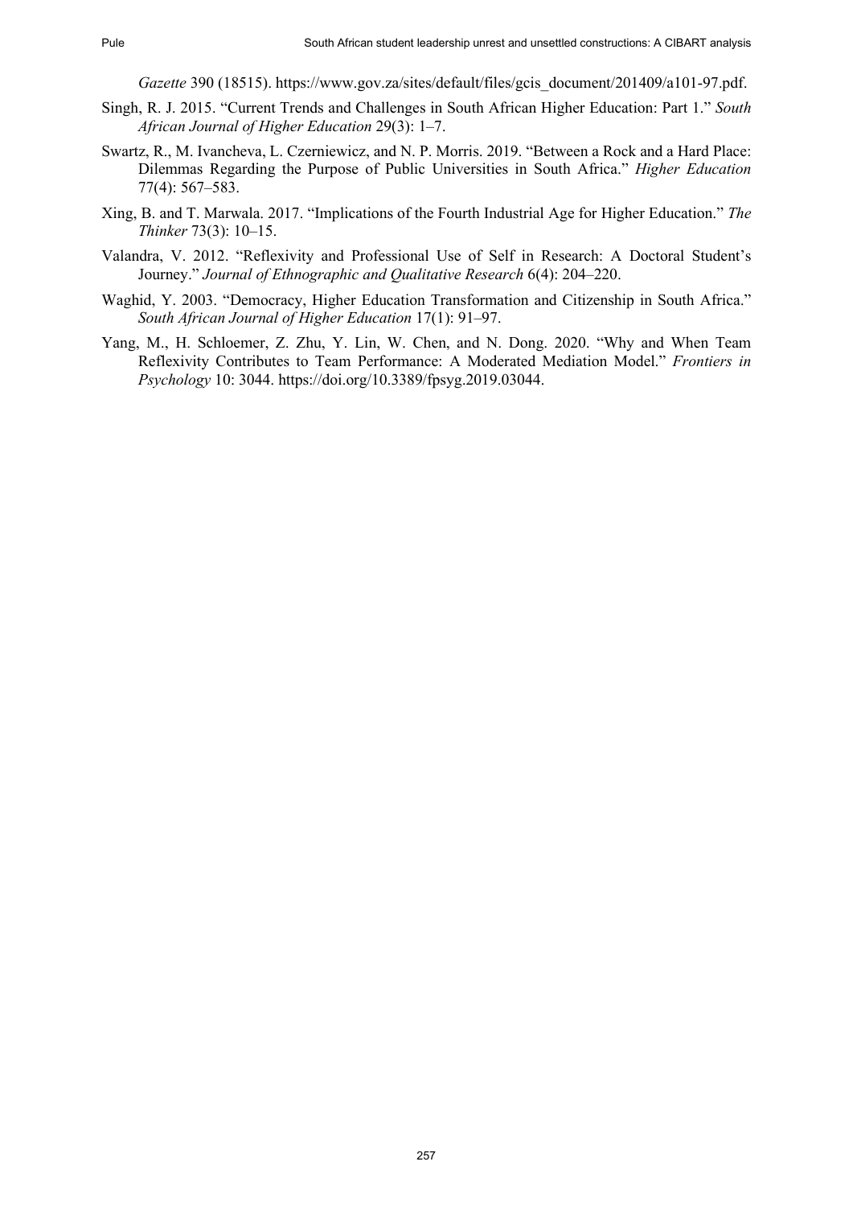*Gazette* 390 (18515). https://www.gov.za/sites/default/files/gcis_document/201409/a101-97.pdf.

Singh, R. J. 2015. "Current Trends and Challenges in South African Higher Education: Part 1." *South African Journal of Higher Education* 29(3): 1–7.

Swartz, R., M. Ivancheva, L. Czerniewicz, and N. P. Morris. 2019. "Between a Rock and a Hard Place: Dilemmas Regarding the Purpose of Public Universities in South Africa." *Higher Education* 77(4): 567–583.

Xing, B. and T. Marwala. 2017. "Implications of the Fourth Industrial Age for Higher Education." *The Thinker* 73(3): 10–15.

Valandra, V. 2012. "Reflexivity and Professional Use of Self in Research: A Doctoral Student's Journey." *Journal of Ethnographic and Qualitative Research* 6(4): 204–220.

Waghid, Y. 2003. "Democracy, Higher Education Transformation and Citizenship in South Africa." *South African Journal of Higher Education* 17(1): 91–97.

Yang, M., H. Schloemer, Z. Zhu, Y. Lin, W. Chen, and N. Dong. 2020. "Why and When Team Reflexivity Contributes to Team Performance: A Moderated Mediation Model." *Frontiers in Psychology* 10: 3044. https://doi.org/10.3389/fpsyg.2019.03044.